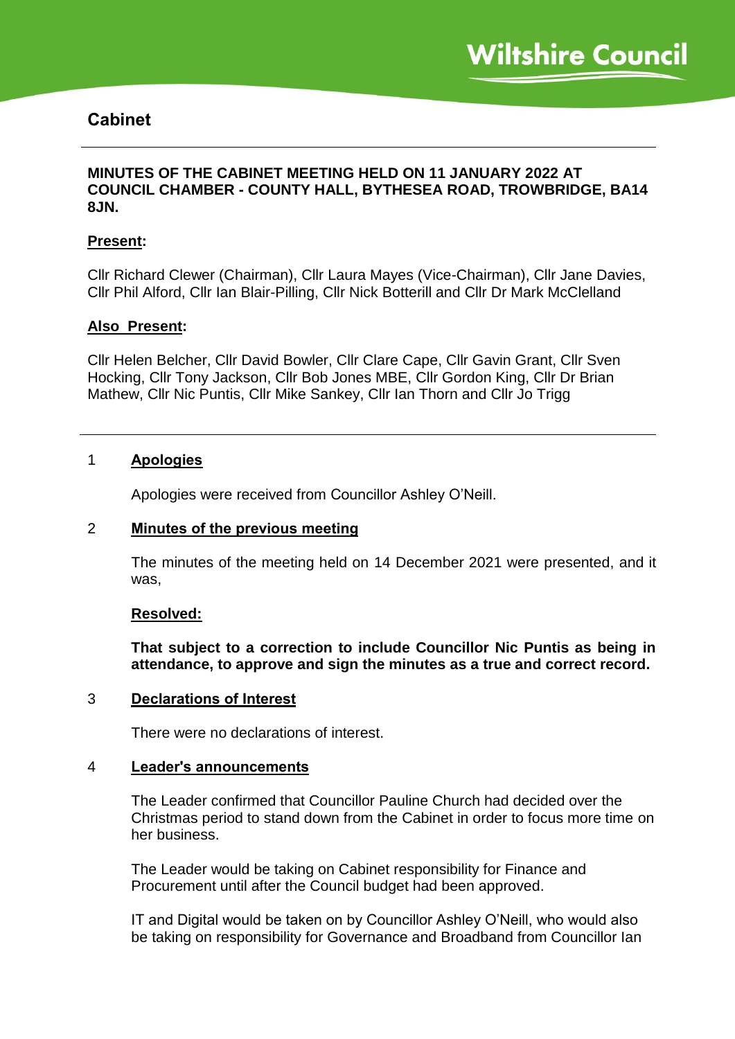Wiltshire Council

# Cabinet

**MINUTES OF THE CABINET MEETING HELD ON 11 JANUARY 2022 AT COUNCIL CHAMBER - COUNTY HALL, BYTHESEA ROAD, TROWBRIDGE, BA14 8JN.**

**Present:**

Cllr Richard Clewer (Chairman), Cllr Laura Mayes (Vice-Chairman), Cllr Jane Davies, Cllr Phil Alford, Cllr Ian Blair-Pilling, Cllr Nick Botterill and Cllr Dr Mark McClelland

**Also Present:**

Cllr Helen Belcher, Cllr David Bowler, Cllr Clare Cape, Cllr Gavin Grant, Cllr Sven Hocking, Cllr Tony Jackson, Cllr Bob Jones MBE, Cllr Gordon King, Cllr Dr Brian Mathew, Cllr Nic Puntis, Cllr Mike Sankey, Cllr Ian Thorn and Cllr Jo Trigg

## 1 Apologies

Apologies were received from Councillor Ashley O'Neill.

## 2 Minutes of the previous meeting

The minutes of the meeting held on 14 December 2021 were presented, and it was,

**Resolved:**

**That subject to a correction to include Councillor Nic Puntis as being in attendance, to approve and sign the minutes as a true and correct record.**

## 3 Declarations of Interest

There were no declarations of interest.

## 4 Leader's announcements

The Leader confirmed that Councillor Pauline Church had decided over the Christmas period to stand down from the Cabinet in order to focus more time on her business.

The Leader would be taking on Cabinet responsibility for Finance and Procurement until after the Council budget had been approved.

IT and Digital would be taken on by Councillor Ashley O'Neill, who would also be taking on responsibility for Governance and Broadband from Councillor Ian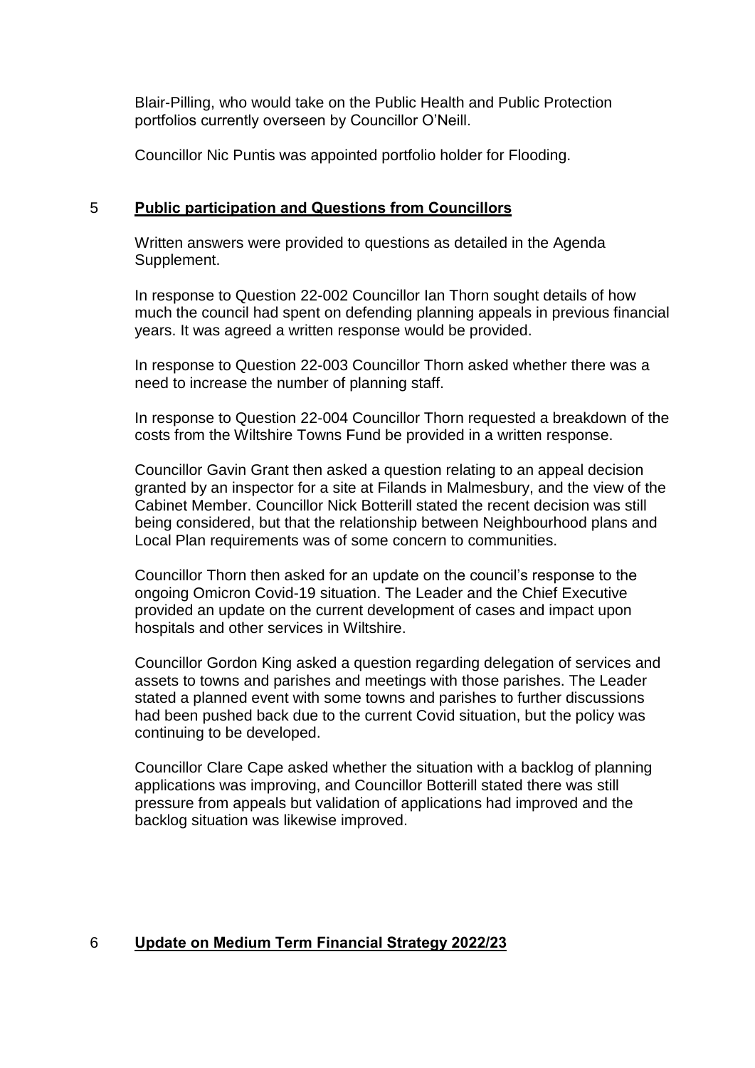Blair-Pilling, who would take on the Public Health and Public Protection portfolios currently overseen by Councillor O'Neill.

Councillor Nic Puntis was appointed portfolio holder for Flooding.

## 5 **Public participation and Questions from Councillors**

Written answers were provided to questions as detailed in the Agenda Supplement.

In response to Question 22-002 Councillor Ian Thorn sought details of how much the council had spent on defending planning appeals in previous financial years. It was agreed a written response would be provided.

In response to Question 22-003 Councillor Thorn asked whether there was a need to increase the number of planning staff.

In response to Question 22-004 Councillor Thorn requested a breakdown of the costs from the Wiltshire Towns Fund be provided in a written response.

Councillor Gavin Grant then asked a question relating to an appeal decision granted by an inspector for a site at Filands in Malmesbury, and the view of the Cabinet Member. Councillor Nick Botterill stated the recent decision was still being considered, but that the relationship between Neighbourhood plans and Local Plan requirements was of some concern to communities.

Councillor Thorn then asked for an update on the council's response to the ongoing Omicron Covid-19 situation. The Leader and the Chief Executive provided an update on the current development of cases and impact upon hospitals and other services in Wiltshire.

Councillor Gordon King asked a question regarding delegation of services and assets to towns and parishes and meetings with those parishes. The Leader stated a planned event with some towns and parishes to further discussions had been pushed back due to the current Covid situation, but the policy was continuing to be developed.

Councillor Clare Cape asked whether the situation with a backlog of planning applications was improving, and Councillor Botterill stated there was still pressure from appeals but validation of applications had improved and the backlog situation was likewise improved.

## 6 **Update on Medium Term Financial Strategy 2022/23**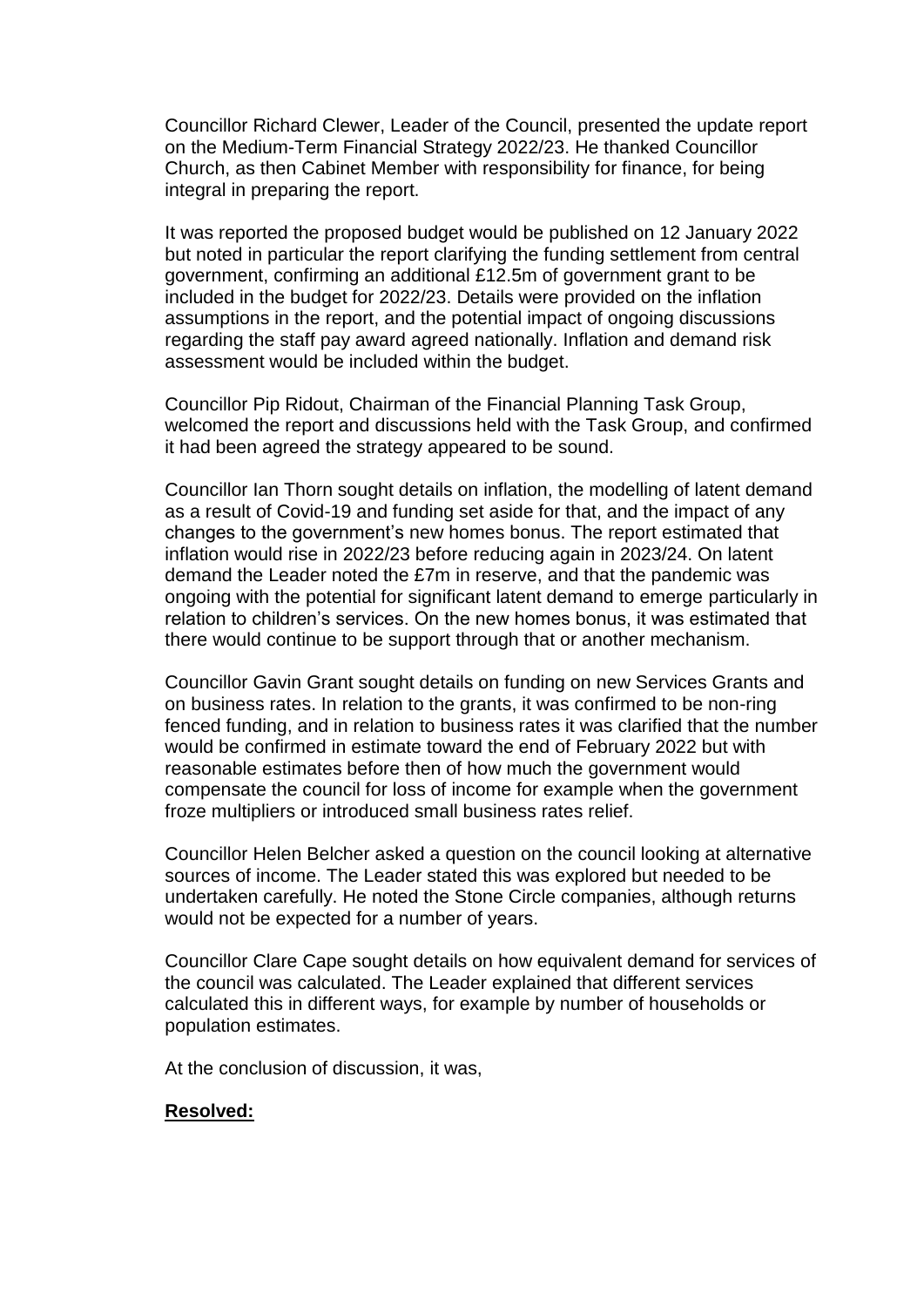Councillor Richard Clewer, Leader of the Council, presented the update report on the Medium-Term Financial Strategy 2022/23. He thanked Councillor Church, as then Cabinet Member with responsibility for finance, for being integral in preparing the report.

It was reported the proposed budget would be published on 12 January 2022 but noted in particular the report clarifying the funding settlement from central government, confirming an additional £12.5m of government grant to be included in the budget for 2022/23. Details were provided on the inflation assumptions in the report, and the potential impact of ongoing discussions regarding the staff pay award agreed nationally. Inflation and demand risk assessment would be included within the budget.

Councillor Pip Ridout, Chairman of the Financial Planning Task Group, welcomed the report and discussions held with the Task Group, and confirmed it had been agreed the strategy appeared to be sound.

Councillor Ian Thorn sought details on inflation, the modelling of latent demand as a result of Covid-19 and funding set aside for that, and the impact of any changes to the government's new homes bonus. The report estimated that inflation would rise in 2022/23 before reducing again in 2023/24. On latent demand the Leader noted the £7m in reserve, and that the pandemic was ongoing with the potential for significant latent demand to emerge particularly in relation to children's services. On the new homes bonus, it was estimated that there would continue to be support through that or another mechanism.

Councillor Gavin Grant sought details on funding on new Services Grants and on business rates. In relation to the grants, it was confirmed to be non-ring fenced funding, and in relation to business rates it was clarified that the number would be confirmed in estimate toward the end of February 2022 but with reasonable estimates before then of how much the government would compensate the council for loss of income for example when the government froze multipliers or introduced small business rates relief.

Councillor Helen Belcher asked a question on the council looking at alternative sources of income. The Leader stated this was explored but needed to be undertaken carefully. He noted the Stone Circle companies, although returns would not be expected for a number of years.

Councillor Clare Cape sought details on how equivalent demand for services of the council was calculated. The Leader explained that different services calculated this in different ways, for example by number of households or population estimates.

At the conclusion of discussion, it was,

**Resolved:**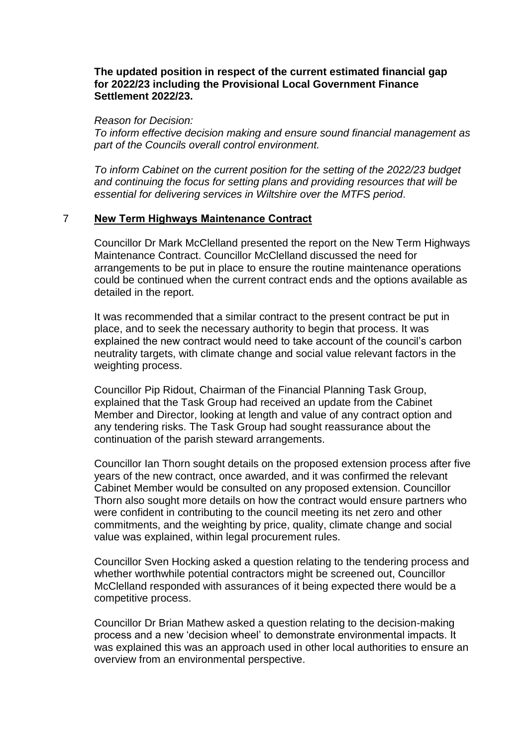**The updated position in respect of the current estimated financial gap for 2022/23 including the Provisional Local Government Finance Settlement 2022/23.**

*Reason for Decision:*

*To inform effective decision making and ensure sound financial management as part of the Councils overall control environment.*

*To inform Cabinet on the current position for the setting of the 2022/23 budget and continuing the focus for setting plans and providing resources that will be essential for delivering services in Wiltshire over the MTFS period.*

## 7 New Term Highways Maintenance Contract

Councillor Dr Mark McClelland presented the report on the New Term Highways Maintenance Contract. Councillor McClelland discussed the need for arrangements to be put in place to ensure the routine maintenance operations could be continued when the current contract ends and the options available as detailed in the report.

It was recommended that a similar contract to the present contract be put in place, and to seek the necessary authority to begin that process. It was explained the new contract would need to take account of the council's carbon neutrality targets, with climate change and social value relevant factors in the weighting process.

Councillor Pip Ridout, Chairman of the Financial Planning Task Group, explained that the Task Group had received an update from the Cabinet Member and Director, looking at length and value of any contract option and any tendering risks. The Task Group had sought reassurance about the continuation of the parish steward arrangements.

Councillor Ian Thorn sought details on the proposed extension process after five years of the new contract, once awarded, and it was confirmed the relevant Cabinet Member would be consulted on any proposed extension. Councillor Thorn also sought more details on how the contract would ensure partners who were confident in contributing to the council meeting its net zero and other commitments, and the weighting by price, quality, climate change and social value was explained, within legal procurement rules.

Councillor Sven Hocking asked a question relating to the tendering process and whether worthwhile potential contractors might be screened out, Councillor McClelland responded with assurances of it being expected there would be a competitive process.

Councillor Dr Brian Mathew asked a question relating to the decision-making process and a new 'decision wheel' to demonstrate environmental impacts. It was explained this was an approach used in other local authorities to ensure an overview from an environmental perspective.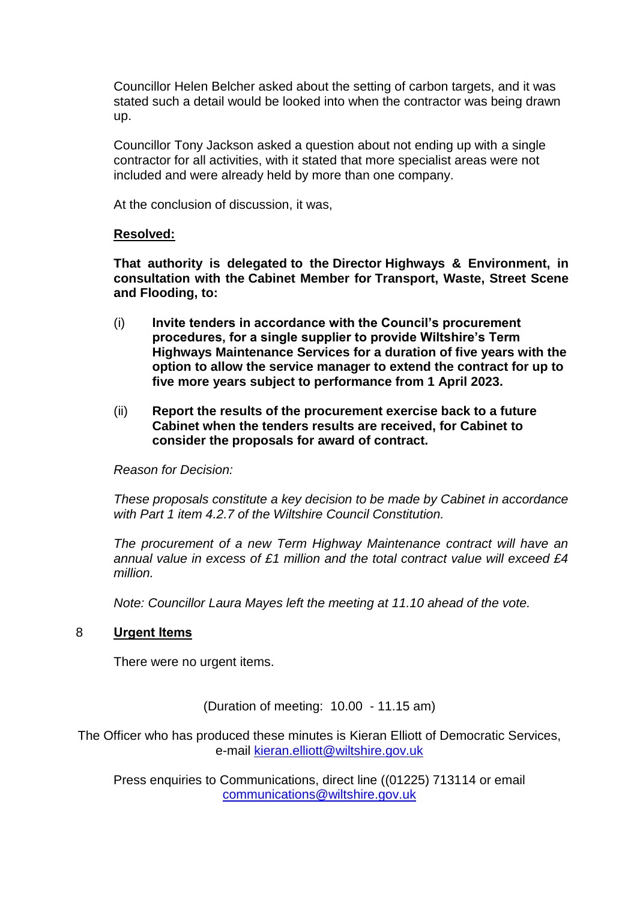Councillor Helen Belcher asked about the setting of carbon targets, and it was stated such a detail would be looked into when the contractor was being drawn up.

Councillor Tony Jackson asked a question about not ending up with a single contractor for all activities, with it stated that more specialist areas were not included and were already held by more than one company.

At the conclusion of discussion, it was,

**Resolved:**

**That authority is delegated to the Director Highways & Environment, in consultation with the Cabinet Member for Transport, Waste, Street Scene and Flooding, to:**

(i) **Invite tenders in accordance with the Council's procurement procedures, for a single supplier to provide Wiltshire's Term Highways Maintenance Services for a duration of five years with the option to allow the service manager to extend the contract for up to five more years subject to performance from 1 April 2023.**

(ii) **Report the results of the procurement exercise back to a future Cabinet when the tenders results are received, for Cabinet to consider the proposals for award of contract.**

*Reason for Decision:*

*These proposals constitute a key decision to be made by Cabinet in accordance with Part 1 item 4.2.7 of the Wiltshire Council Constitution.*

*The procurement of a new Term Highway Maintenance contract will have an annual value in excess of £1 million and the total contract value will exceed £4 million.*

*Note: Councillor Laura Mayes left the meeting at 11.10 ahead of the vote.*

## 8 Urgent Items

There were no urgent items.

(Duration of meeting: 10.00 - 11.15 am)

The Officer who has produced these minutes is Kieran Elliott of Democratic Services, e-mail kieran.elliott@wiltshire.gov.uk

Press enquiries to Communications, direct line ((01225) 713114 or email communications@wiltshire.gov.uk